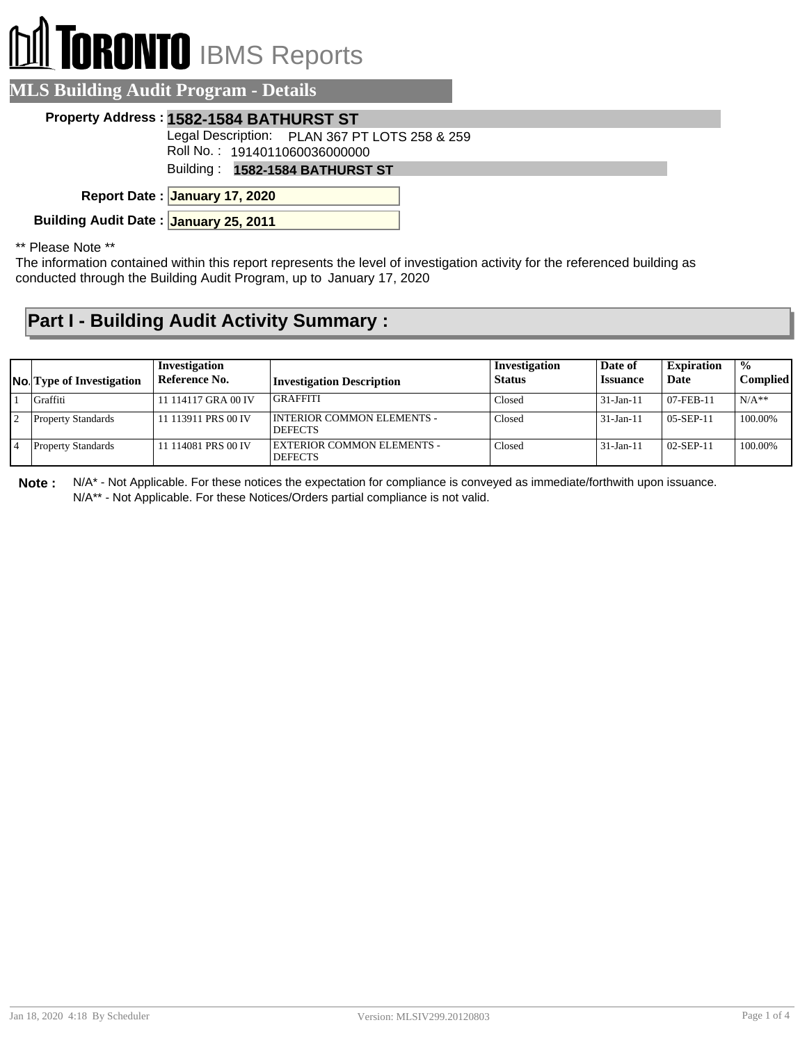# TORONTO IBMS Reports

## MLS Building Audit Program - Details

**Property Address :** **1582-1584 BATHURST ST**

Legal Description: PLAN 367 PT LOTS 258 & 259

Roll No. : 1914011060036000000

Building : **1582-1584 BATHURST ST**

**Report Date :** **January 17, 2020**

**Building Audit Date :** **January 25, 2011**

** Please Note **

The information contained within this report represents the level of investigation activity for the referenced building as conducted through the Building Audit Program, up to January 17, 2020

## Part I - Building Audit Activity Summary :

| No. | Type of Investigation | Investigation Reference No. | Investigation Description | Investigation Status | Date of Issuance | Expiration Date | % Complied |
|---|---|---|---|---|---|---|---|
| 1 | Graffiti | 11 114117 GRA 00 IV | GRAFFITI | Closed | 31-Jan-11 | 07-FEB-11 | N/A** |
| 2 | Property Standards | 11 113911 PRS 00 IV | INTERIOR COMMON ELEMENTS - DEFECTS | Closed | 31-Jan-11 | 05-SEP-11 | 100.00% |
| 4 | Property Standards | 11 114081 PRS 00 IV | EXTERIOR COMMON ELEMENTS - DEFECTS | Closed | 31-Jan-11 | 02-SEP-11 | 100.00% |

**Note :** N/A* - Not Applicable. For these notices the expectation for compliance is conveyed as immediate/forthwith upon issuance.
N/A** - Not Applicable. For these Notices/Orders partial compliance is not valid.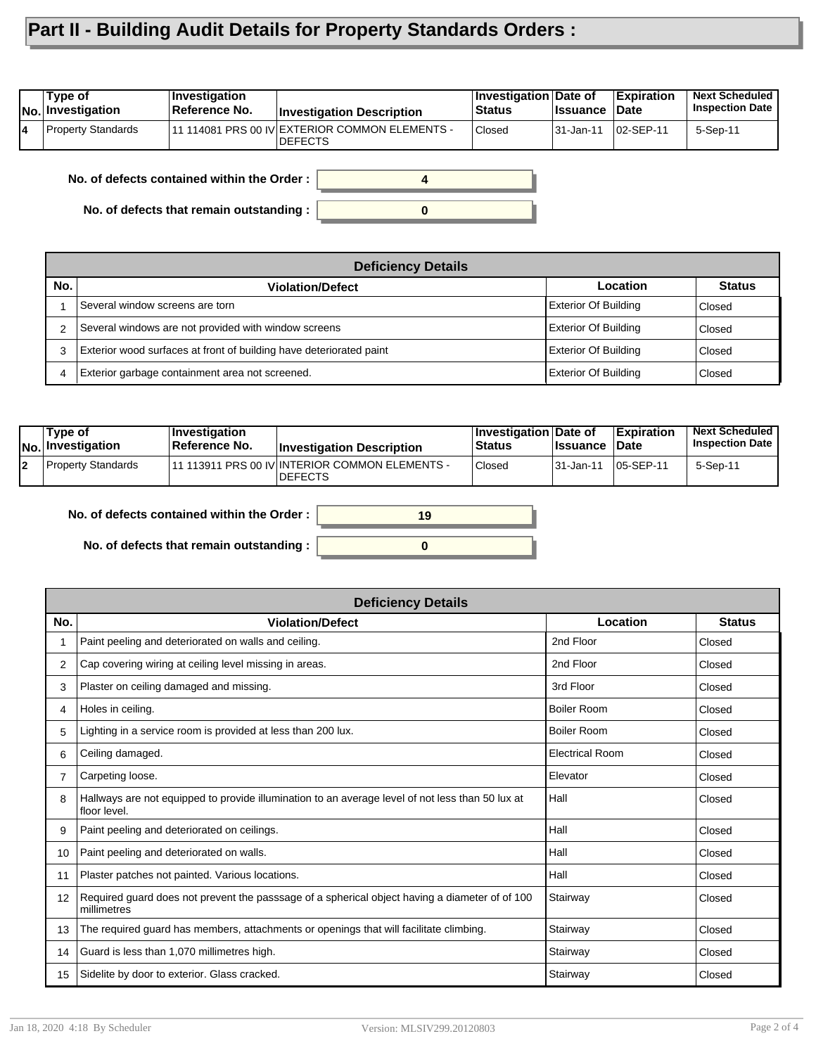# Part II - Building Audit Details for Property Standards Orders :

| No. | Type of Investigation | Investigation Reference No. | Investigation Description | Investigation Status | Date of Issuance | Expiration Date | Next Scheduled Inspection Date |
|---|---|---|---|---|---|---|---|
| 4 | Property Standards | 11 114081 PRS 00 IV | EXTERIOR COMMON ELEMENTS - DEFECTS | Closed | 31-Jan-11 | 02-SEP-11 | 5-Sep-11 |

**No. of defects contained within the Order :** 4

**No. of defects that remain outstanding :** 0

| Deficiency Details | | | |
|---|---|---|---|
| **No.** | **Violation/Defect** | **Location** | **Status** |
| 1 | Several window screens are torn | Exterior Of Building | Closed |
| 2 | Several windows are not provided with window screens | Exterior Of Building | Closed |
| 3 | Exterior wood surfaces at front of building have deteriorated paint | Exterior Of Building | Closed |
| 4 | Exterior garbage containment area not screened. | Exterior Of Building | Closed |

| No. | Type of Investigation | Investigation Reference No. | Investigation Description | Investigation Status | Date of Issuance | Expiration Date | Next Scheduled Inspection Date |
|---|---|---|---|---|---|---|---|
| 2 | Property Standards | 11 113911 PRS 00 IV | INTERIOR COMMON ELEMENTS - DEFECTS | Closed | 31-Jan-11 | 05-SEP-11 | 5-Sep-11 |

**No. of defects contained within the Order :** 19

**No. of defects that remain outstanding :** 0

| Deficiency Details | | | |
|---|---|---|---|
| **No.** | **Violation/Defect** | **Location** | **Status** |
| 1 | Paint peeling and deteriorated on walls and ceiling. | 2nd Floor | Closed |
| 2 | Cap covering wiring at ceiling level missing in areas. | 2nd Floor | Closed |
| 3 | Plaster on ceiling damaged and missing. | 3rd Floor | Closed |
| 4 | Holes in ceiling. | Boiler Room | Closed |
| 5 | Lighting in a service room is provided at less than 200 lux. | Boiler Room | Closed |
| 6 | Ceiling damaged. | Electrical Room | Closed |
| 7 | Carpeting loose. | Elevator | Closed |
| 8 | Hallways are not equipped to provide illumination to an average level of not less than 50 lux at floor level. | Hall | Closed |
| 9 | Paint peeling and deteriorated on ceilings. | Hall | Closed |
| 10 | Paint peeling and deteriorated on walls. | Hall | Closed |
| 11 | Plaster patches not painted. Various locations. | Hall | Closed |
| 12 | Required guard does not prevent the passsage of a spherical object having a diameter of of 100 millimetres | Stairway | Closed |
| 13 | The required guard has members, attachments or openings that will facilitate climbing. | Stairway | Closed |
| 14 | Guard is less than 1,070 millimetres high. | Stairway | Closed |
| 15 | Sidelite by door to exterior. Glass cracked. | Stairway | Closed |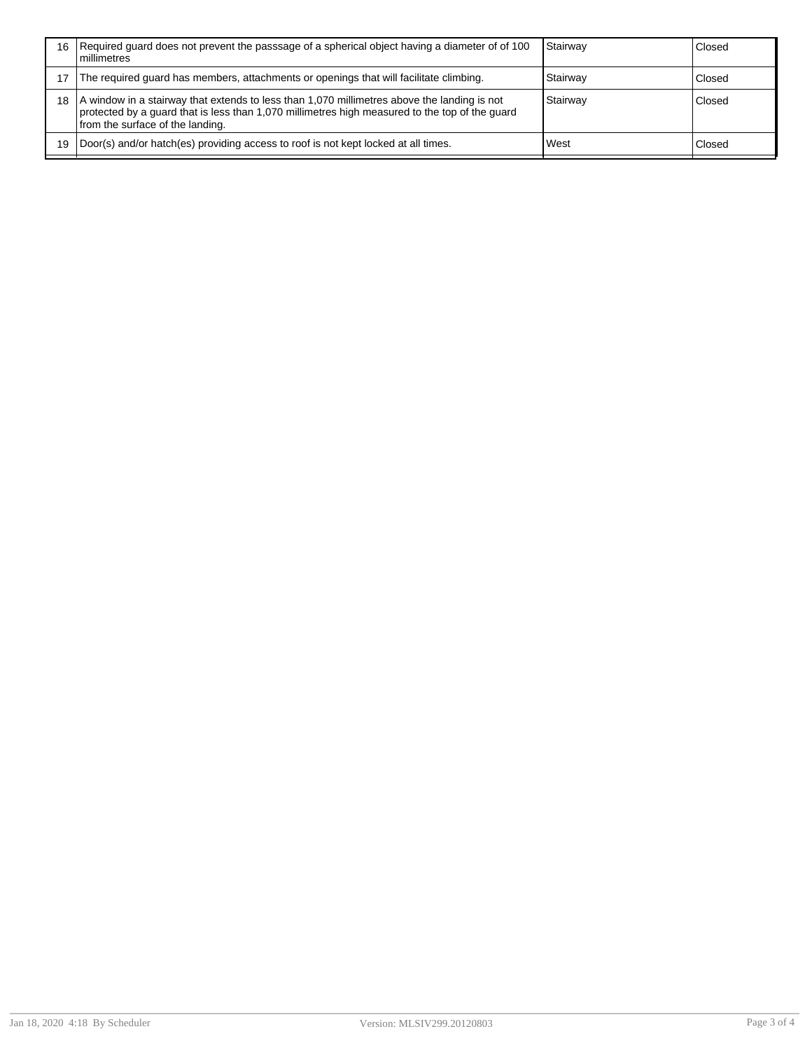| | | | |
|---|---|---|---|
| 16 | Required guard does not prevent the passsage of a spherical object having a diameter of of 100 millimetres | Stairway | Closed |
| 17 | The required guard has members, attachments or openings that will facilitate climbing. | Stairway | Closed |
| 18 | A window in a stairway that extends to less than 1,070 millimetres above the landing is not protected by a guard that is less than 1,070 millimetres high measured to the top of the guard from the surface of the landing. | Stairway | Closed |
| 19 | Door(s) and/or hatch(es) providing access to roof is not kept locked at all times. | West | Closed |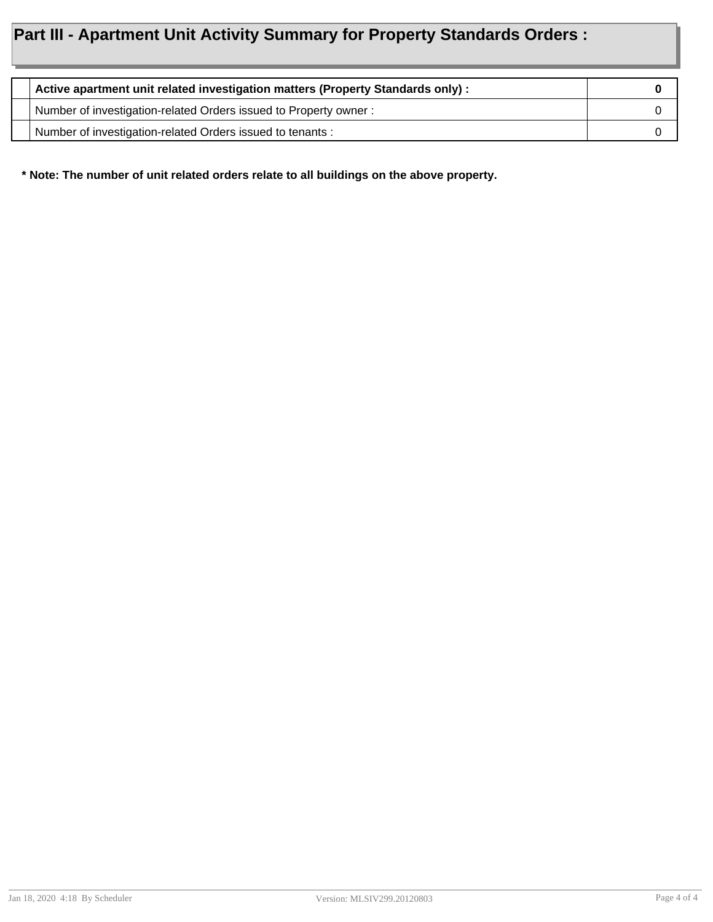## Part III - Apartment Unit Activity Summary for Property Standards Orders :

| | | |
|---|---|---|
| | **Active apartment unit related investigation matters (Property Standards only) :** | **0** |
| | Number of investigation-related Orders issued to Property owner : | 0 |
| | Number of investigation-related Orders issued to tenants : | 0 |

**\* Note: The number of unit related orders relate to all buildings on the above property.**